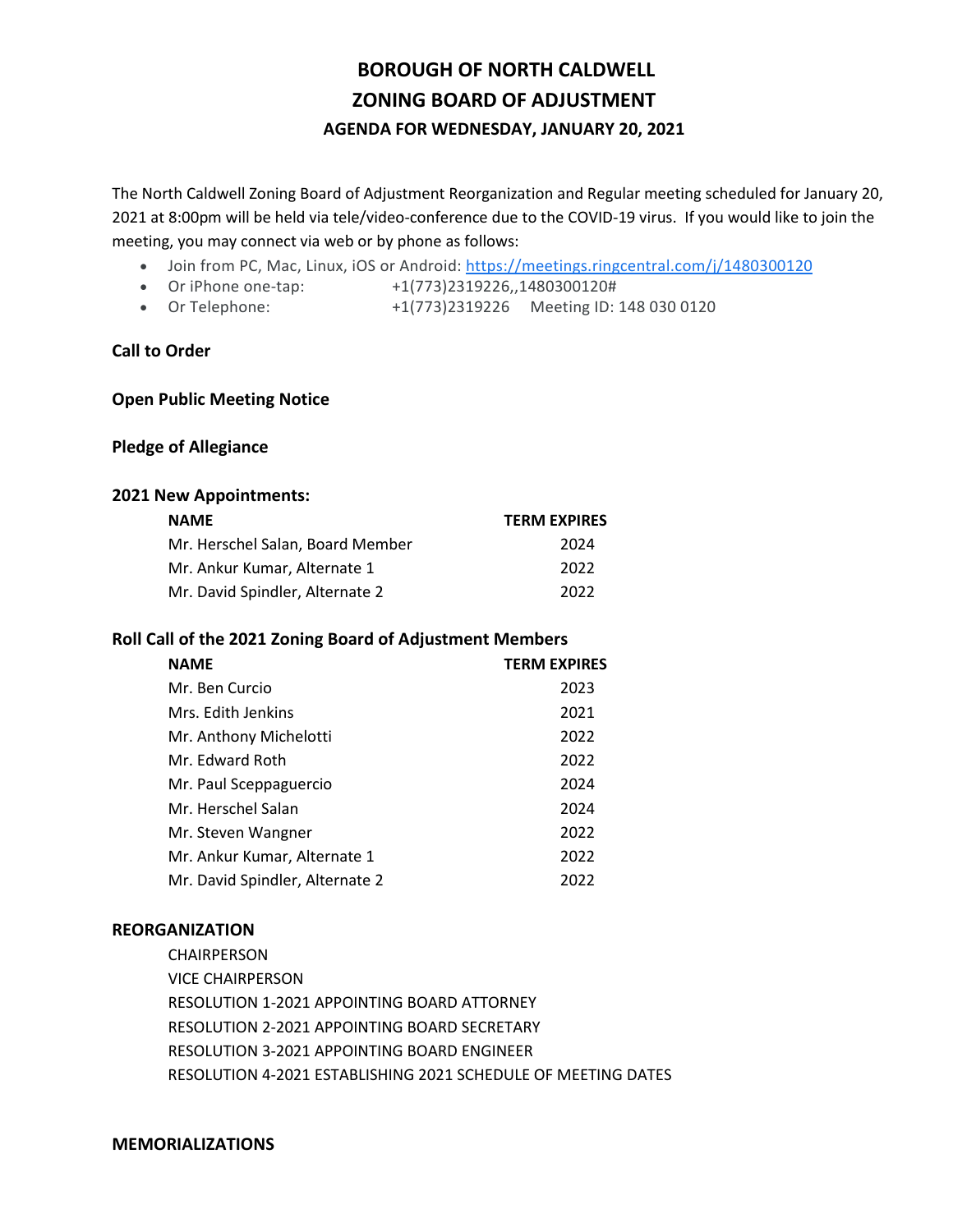# BOROUGH OF NORTH CALDWELL
# ZONING BOARD OF ADJUSTMENT
### AGENDA FOR WEDNESDAY, JANUARY 20, 2021

The North Caldwell Zoning Board of Adjustment Reorganization and Regular meeting scheduled for January 20, 2021 at 8:00pm will be held via tele/video-conference due to the COVID-19 virus. If you would like to join the meeting, you may connect via web or by phone as follows:

- Join from PC, Mac, Linux, iOS or Android: https://meetings.ringcentral.com/j/1480300120
- Or iPhone one-tap: +1(773)2319226,,1480300120#
- Or Telephone: +1(773)2319226 Meeting ID: 148 030 0120

**Call to Order**

**Open Public Meeting Notice**

**Pledge of Allegiance**

**2021 New Appointments:**

| NAME | TERM EXPIRES |
|---|---|
| Mr. Herschel Salan, Board Member | 2024 |
| Mr. Ankur Kumar, Alternate 1 | 2022 |
| Mr. David Spindler, Alternate 2 | 2022 |

**Roll Call of the 2021 Zoning Board of Adjustment Members**

| NAME | TERM EXPIRES |
|---|---|
| Mr. Ben Curcio | 2023 |
| Mrs. Edith Jenkins | 2021 |
| Mr. Anthony Michelotti | 2022 |
| Mr. Edward Roth | 2022 |
| Mr. Paul Sceppaguercio | 2024 |
| Mr. Herschel Salan | 2024 |
| Mr. Steven Wangner | 2022 |
| Mr. Ankur Kumar, Alternate 1 | 2022 |
| Mr. David Spindler, Alternate 2 | 2022 |

**REORGANIZATION**

CHAIRPERSON
VICE CHAIRPERSON
RESOLUTION 1-2021 APPOINTING BOARD ATTORNEY
RESOLUTION 2-2021 APPOINTING BOARD SECRETARY
RESOLUTION 3-2021 APPOINTING BOARD ENGINEER
RESOLUTION 4-2021 ESTABLISHING 2021 SCHEDULE OF MEETING DATES

**MEMORIALIZATIONS**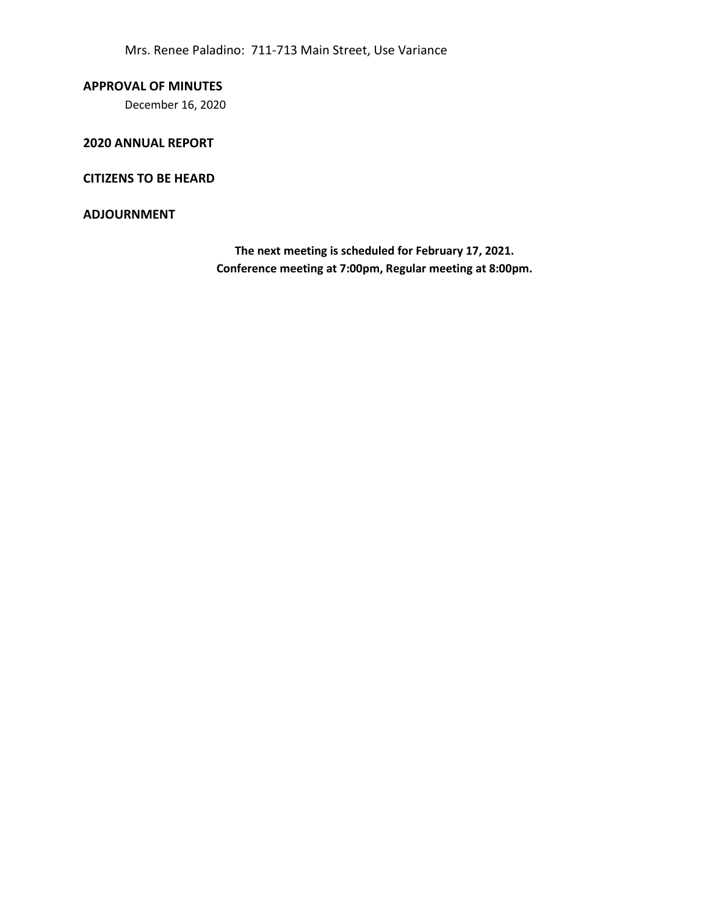Mrs. Renee Paladino: 711-713 Main Street, Use Variance

**APPROVAL OF MINUTES**

December 16, 2020

**2020 ANNUAL REPORT**

**CITIZENS TO BE HEARD**

**ADJOURNMENT**

**The next meeting is scheduled for February 17, 2021.**
**Conference meeting at 7:00pm, Regular meeting at 8:00pm.**